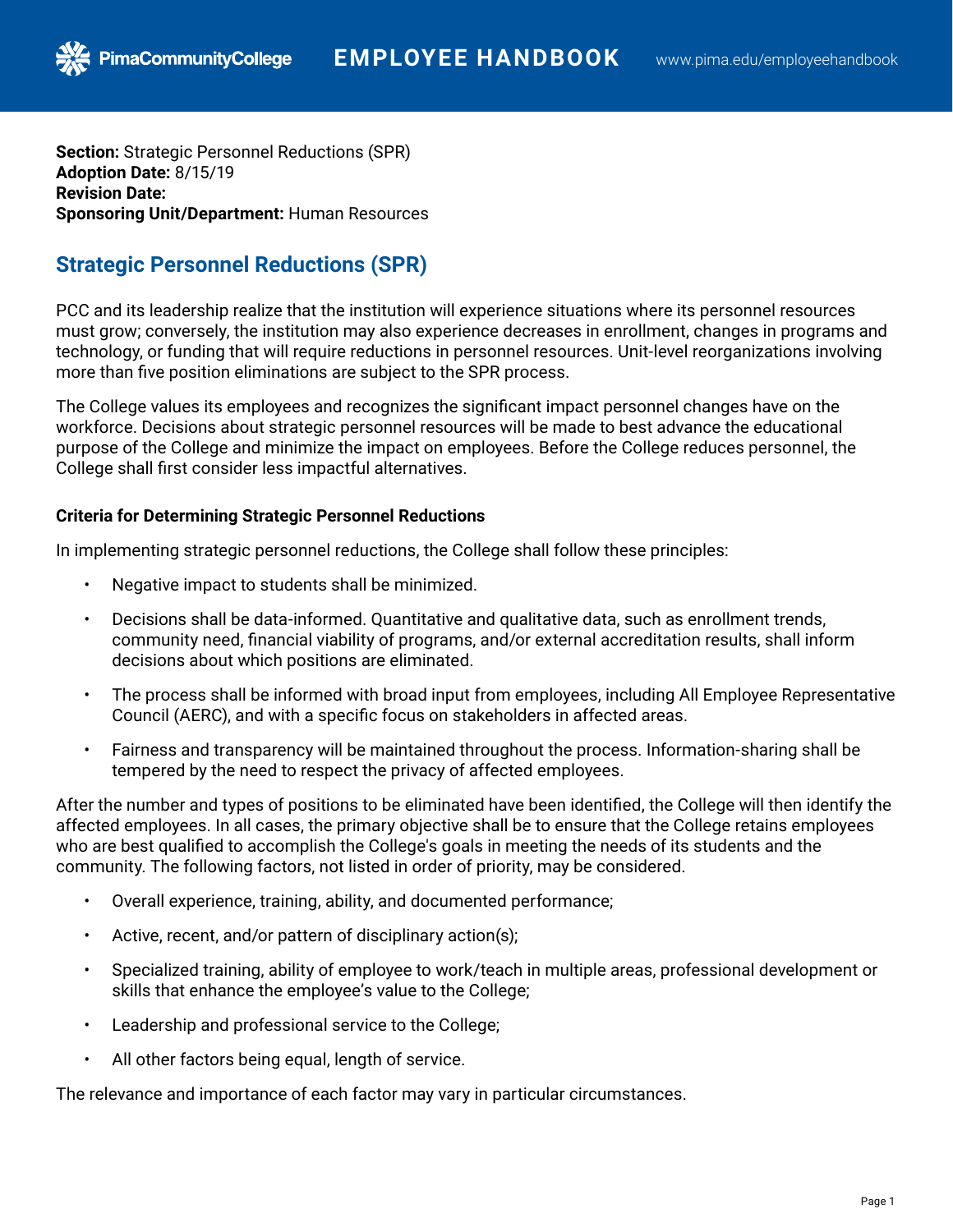**Section:** Strategic Personnel Reductions (SPR)
**Adoption Date:** 8/15/19
**Revision Date:**
**Sponsoring Unit/Department:** Human Resources

# Strategic Personnel Reductions (SPR)

PCC and its leadership realize that the institution will experience situations where its personnel resources must grow; conversely, the institution may also experience decreases in enrollment, changes in programs and technology, or funding that will require reductions in personnel resources. Unit-level reorganizations involving more than five position eliminations are subject to the SPR process.

The College values its employees and recognizes the significant impact personnel changes have on the workforce. Decisions about strategic personnel resources will be made to best advance the educational purpose of the College and minimize the impact on employees. Before the College reduces personnel, the College shall first consider less impactful alternatives.

### Criteria for Determining Strategic Personnel Reductions

In implementing strategic personnel reductions, the College shall follow these principles:

- Negative impact to students shall be minimized.
- Decisions shall be data-informed. Quantitative and qualitative data, such as enrollment trends, community need, financial viability of programs, and/or external accreditation results, shall inform decisions about which positions are eliminated.
- The process shall be informed with broad input from employees, including All Employee Representative Council (AERC), and with a specific focus on stakeholders in affected areas.
- Fairness and transparency will be maintained throughout the process. Information-sharing shall be tempered by the need to respect the privacy of affected employees.

After the number and types of positions to be eliminated have been identified, the College will then identify the affected employees. In all cases, the primary objective shall be to ensure that the College retains employees who are best qualified to accomplish the College's goals in meeting the needs of its students and the community. The following factors, not listed in order of priority, may be considered.

- Overall experience, training, ability, and documented performance;
- Active, recent, and/or pattern of disciplinary action(s);
- Specialized training, ability of employee to work/teach in multiple areas, professional development or skills that enhance the employee's value to the College;
- Leadership and professional service to the College;
- All other factors being equal, length of service.

The relevance and importance of each factor may vary in particular circumstances.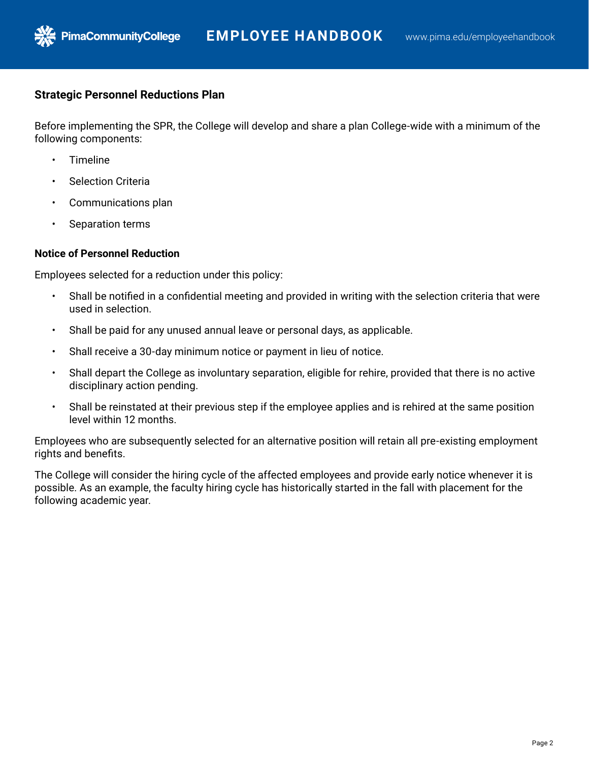### Strategic Personnel Reductions Plan

Before implementing the SPR, the College will develop and share a plan College-wide with a minimum of the following components:

- Timeline
- Selection Criteria
- Communications plan
- Separation terms

#### Notice of Personnel Reduction

Employees selected for a reduction under this policy:

- Shall be notified in a confidential meeting and provided in writing with the selection criteria that were used in selection.
- Shall be paid for any unused annual leave or personal days, as applicable.
- Shall receive a 30-day minimum notice or payment in lieu of notice.
- Shall depart the College as involuntary separation, eligible for rehire, provided that there is no active disciplinary action pending.
- Shall be reinstated at their previous step if the employee applies and is rehired at the same position level within 12 months.

Employees who are subsequently selected for an alternative position will retain all pre-existing employment rights and benefits.

The College will consider the hiring cycle of the affected employees and provide early notice whenever it is possible. As an example, the faculty hiring cycle has historically started in the fall with placement for the following academic year.